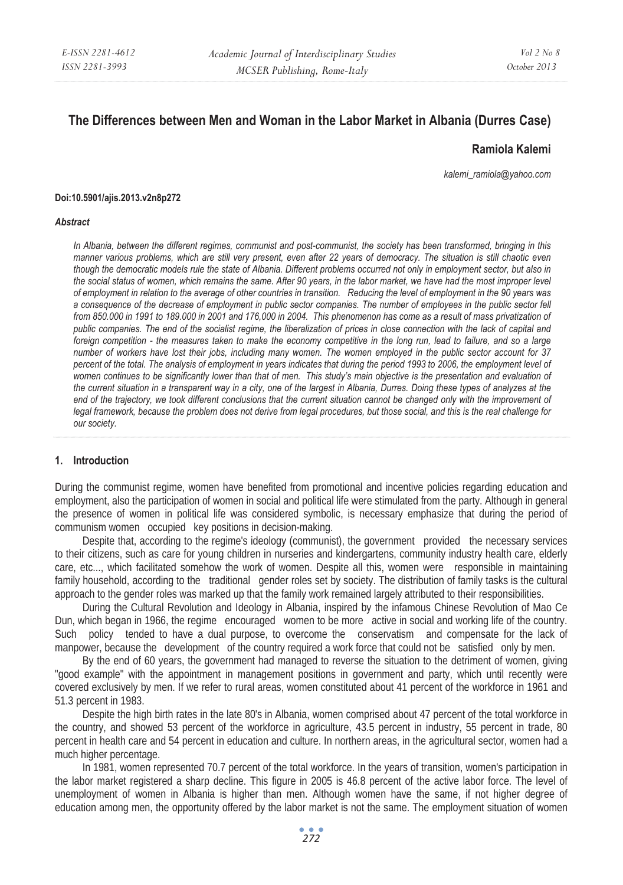# The Differences between Men and Woman in the Labor Market in Albania (Durres Case)

## Ramiola Kalemi

*kalemi_ramiola@yahoo.com*

**Doi:10.5901/ajis.2013.v2n8p272**

***Abstract***

*In Albania, between the different regimes, communist and post-communist, the society has been transformed, bringing in this manner various problems, which are still very present, even after 22 years of democracy. The situation is still chaotic even though the democratic models rule the state of Albania. Different problems occurred not only in employment sector, but also in the social status of women, which remains the same. After 90 years, in the labor market, we have had the most improper level of employment in relation to the average of other countries in transition. Reducing the level of employment in the 90 years was a consequence of the decrease of employment in public sector companies. The number of employees in the public sector fell from 850.000 in 1991 to 189.000 in 2001 and 176,000 in 2004. This phenomenon has come as a result of mass privatization of public companies. The end of the socialist regime, the liberalization of prices in close connection with the lack of capital and foreign competition - the measures taken to make the economy competitive in the long run, lead to failure, and so a large number of workers have lost their jobs, including many women. The women employed in the public sector account for 37 percent of the total. The analysis of employment in years indicates that during the period 1993 to 2006, the employment level of women continues to be significantly lower than that of men. This study's main objective is the presentation and evaluation of the current situation in a transparent way in a city, one of the largest in Albania, Durres. Doing these types of analyzes at the end of the trajectory, we took different conclusions that the current situation cannot be changed only with the improvement of legal framework, because the problem does not derive from legal procedures, but those social, and this is the real challenge for our society.*

## 1. Introduction

During the communist regime, women have benefited from promotional and incentive policies regarding education and employment, also the participation of women in social and political life were stimulated from the party. Although in general the presence of women in political life was considered symbolic, is necessary emphasize that during the period of communism women occupied key positions in decision-making.

Despite that, according to the regime's ideology (communist), the government provided the necessary services to their citizens, such as care for young children in nurseries and kindergartens, community industry health care, elderly care, etc..., which facilitated somehow the work of women. Despite all this, women were responsible in maintaining family household, according to the traditional gender roles set by society. The distribution of family tasks is the cultural approach to the gender roles was marked up that the family work remained largely attributed to their responsibilities.

During the Cultural Revolution and Ideology in Albania, inspired by the infamous Chinese Revolution of Mao Ce Dun, which began in 1966, the regime encouraged women to be more active in social and working life of the country. Such policy tended to have a dual purpose, to overcome the conservatism and compensate for the lack of manpower, because the development of the country required a work force that could not be satisfied only by men.

By the end of 60 years, the government had managed to reverse the situation to the detriment of women, giving "good example" with the appointment in management positions in government and party, which until recently were covered exclusively by men. If we refer to rural areas, women constituted about 41 percent of the workforce in 1961 and 51.3 percent in 1983.

Despite the high birth rates in the late 80's in Albania, women comprised about 47 percent of the total workforce in the country, and showed 53 percent of the workforce in agriculture, 43.5 percent in industry, 55 percent in trade, 80 percent in health care and 54 percent in education and culture. In northern areas, in the agricultural sector, women had a much higher percentage.

In 1981, women represented 70.7 percent of the total workforce. In the years of transition, women's participation in the labor market registered a sharp decline. This figure in 2005 is 46.8 percent of the active labor force. The level of unemployment of women in Albania is higher than men. Although women have the same, if not higher degree of education among men, the opportunity offered by the labor market is not the same. The employment situation of women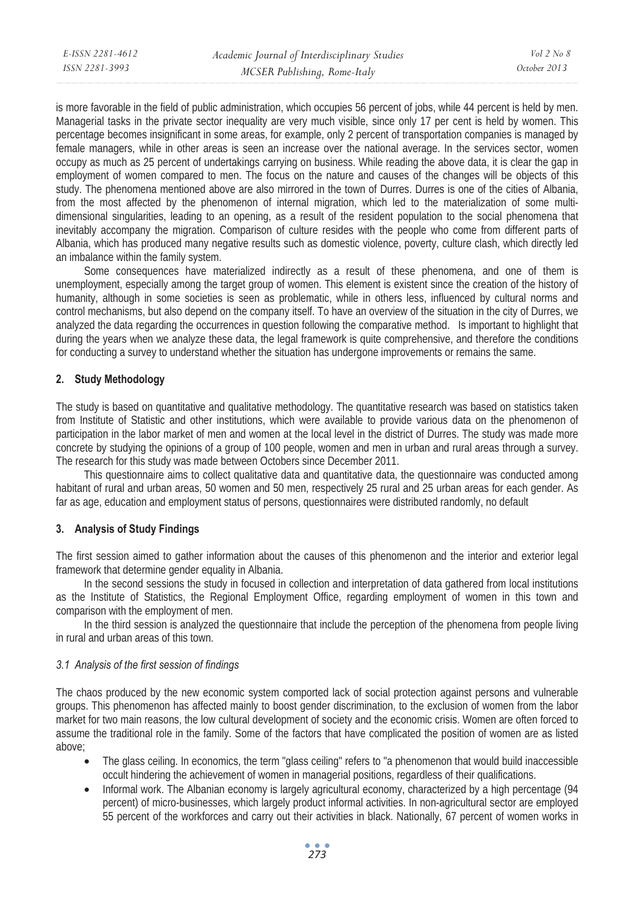is more favorable in the field of public administration, which occupies 56 percent of jobs, while 44 percent is held by men. Managerial tasks in the private sector inequality are very much visible, since only 17 per cent is held by women. This percentage becomes insignificant in some areas, for example, only 2 percent of transportation companies is managed by female managers, while in other areas is seen an increase over the national average. In the services sector, women occupy as much as 25 percent of undertakings carrying on business. While reading the above data, it is clear the gap in employment of women compared to men. The focus on the nature and causes of the changes will be objects of this study. The phenomena mentioned above are also mirrored in the town of Durres. Durres is one of the cities of Albania, from the most affected by the phenomenon of internal migration, which led to the materialization of some multi-dimensional singularities, leading to an opening, as a result of the resident population to the social phenomena that inevitably accompany the migration. Comparison of culture resides with the people who come from different parts of Albania, which has produced many negative results such as domestic violence, poverty, culture clash, which directly led an imbalance within the family system.

Some consequences have materialized indirectly as a result of these phenomena, and one of them is unemployment, especially among the target group of women. This element is existent since the creation of the history of humanity, although in some societies is seen as problematic, while in others less, influenced by cultural norms and control mechanisms, but also depend on the company itself. To have an overview of the situation in the city of Durres, we analyzed the data regarding the occurrences in question following the comparative method. Is important to highlight that during the years when we analyze these data, the legal framework is quite comprehensive, and therefore the conditions for conducting a survey to understand whether the situation has undergone improvements or remains the same.

## 2. Study Methodology

The study is based on quantitative and qualitative methodology. The quantitative research was based on statistics taken from Institute of Statistic and other institutions, which were available to provide various data on the phenomenon of participation in the labor market of men and women at the local level in the district of Durres. The study was made more concrete by studying the opinions of a group of 100 people, women and men in urban and rural areas through a survey. The research for this study was made between Octobers since December 2011.

This questionnaire aims to collect qualitative data and quantitative data, the questionnaire was conducted among habitant of rural and urban areas, 50 women and 50 men, respectively 25 rural and 25 urban areas for each gender. As far as age, education and employment status of persons, questionnaires were distributed randomly, no default

## 3. Analysis of Study Findings

The first session aimed to gather information about the causes of this phenomenon and the interior and exterior legal framework that determine gender equality in Albania.

In the second sessions the study in focused in collection and interpretation of data gathered from local institutions as the Institute of Statistics, the Regional Employment Office, regarding employment of women in this town and comparison with the employment of men.

In the third session is analyzed the questionnaire that include the perception of the phenomena from people living in rural and urban areas of this town.

### *3.1 Analysis of the first session of findings*

The chaos produced by the new economic system comported lack of social protection against persons and vulnerable groups. This phenomenon has affected mainly to boost gender discrimination, to the exclusion of women from the labor market for two main reasons, the low cultural development of society and the economic crisis. Women are often forced to assume the traditional role in the family. Some of the factors that have complicated the position of women are as listed above;

- The glass ceiling. In economics, the term "glass ceiling" refers to "a phenomenon that would build inaccessible occult hindering the achievement of women in managerial positions, regardless of their qualifications.
- Informal work. The Albanian economy is largely agricultural economy, characterized by a high percentage (94 percent) of micro-businesses, which largely product informal activities. In non-agricultural sector are employed 55 percent of the workforces and carry out their activities in black. Nationally, 67 percent of women works in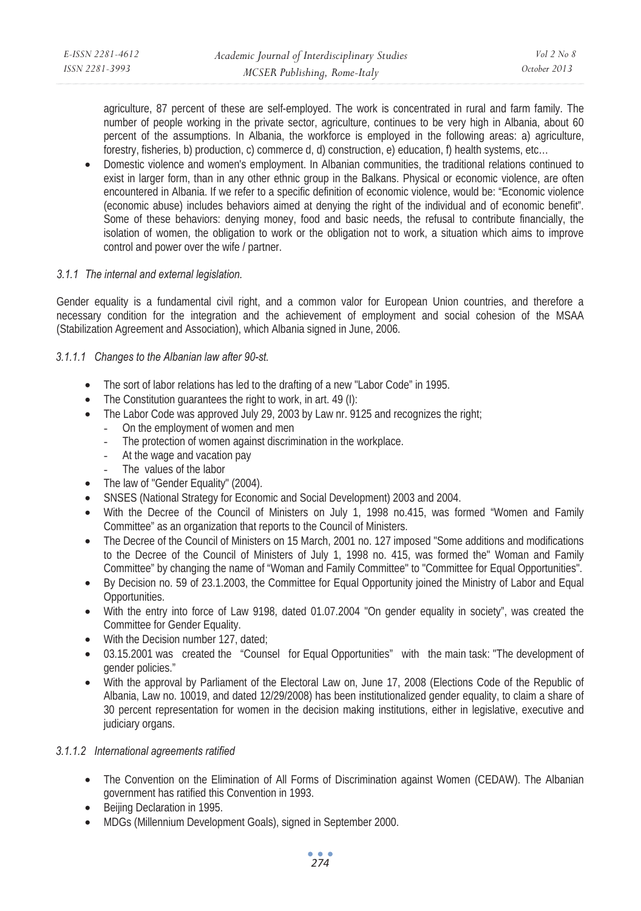agriculture, 87 percent of these are self-employed. The work is concentrated in rural and farm family. The number of people working in the private sector, agriculture, continues to be very high in Albania, about 60 percent of the assumptions. In Albania, the workforce is employed in the following areas: a) agriculture, forestry, fisheries, b) production, c) commerce d, d) construction, e) education, f) health systems, etc…

- Domestic violence and women's employment. In Albanian communities, the traditional relations continued to exist in larger form, than in any other ethnic group in the Balkans. Physical or economic violence, are often encountered in Albania. If we refer to a specific definition of economic violence, would be: "Economic violence (economic abuse) includes behaviors aimed at denying the right of the individual and of economic benefit". Some of these behaviors: denying money, food and basic needs, the refusal to contribute financially, the isolation of women, the obligation to work or the obligation not to work, a situation which aims to improve control and power over the wife / partner.

### *3.1.1 The internal and external legislation.*

Gender equality is a fundamental civil right, and a common valor for European Union countries, and therefore a necessary condition for the integration and the achievement of employment and social cohesion of the MSAA (Stabilization Agreement and Association), which Albania signed in June, 2006.

#### *3.1.1.1 Changes to the Albanian law after 90-st.*

- The sort of labor relations has led to the drafting of a new "Labor Code" in 1995.
- The Constitution guarantees the right to work, in art. 49 (I):
- The Labor Code was approved July 29, 2003 by Law nr. 9125 and recognizes the right;
  - On the employment of women and men
  - The protection of women against discrimination in the workplace.
  - At the wage and vacation pay
  - The values of the labor
- The law of "Gender Equality" (2004).
- SNSES (National Strategy for Economic and Social Development) 2003 and 2004.
- With the Decree of the Council of Ministers on July 1, 1998 no.415, was formed "Women and Family Committee" as an organization that reports to the Council of Ministers.
- The Decree of the Council of Ministers on 15 March, 2001 no. 127 imposed "Some additions and modifications to the Decree of the Council of Ministers of July 1, 1998 no. 415, was formed the" Woman and Family Committee" by changing the name of "Woman and Family Committee" to "Committee for Equal Opportunities".
- By Decision no. 59 of 23.1.2003, the Committee for Equal Opportunity joined the Ministry of Labor and Equal Opportunities.
- With the entry into force of Law 9198, dated 01.07.2004 "On gender equality in society", was created the Committee for Gender Equality.
- With the Decision number 127, dated;
- 03.15.2001 was created the "Counsel for Equal Opportunities" with the main task: "The development of gender policies."
- With the approval by Parliament of the Electoral Law on, June 17, 2008 (Elections Code of the Republic of Albania, Law no. 10019, and dated 12/29/2008) has been institutionalized gender equality, to claim a share of 30 percent representation for women in the decision making institutions, either in legislative, executive and judiciary organs.

#### *3.1.1.2 International agreements ratified*

- The Convention on the Elimination of All Forms of Discrimination against Women (CEDAW). The Albanian government has ratified this Convention in 1993.
- Beijing Declaration in 1995.
- MDGs (Millennium Development Goals), signed in September 2000.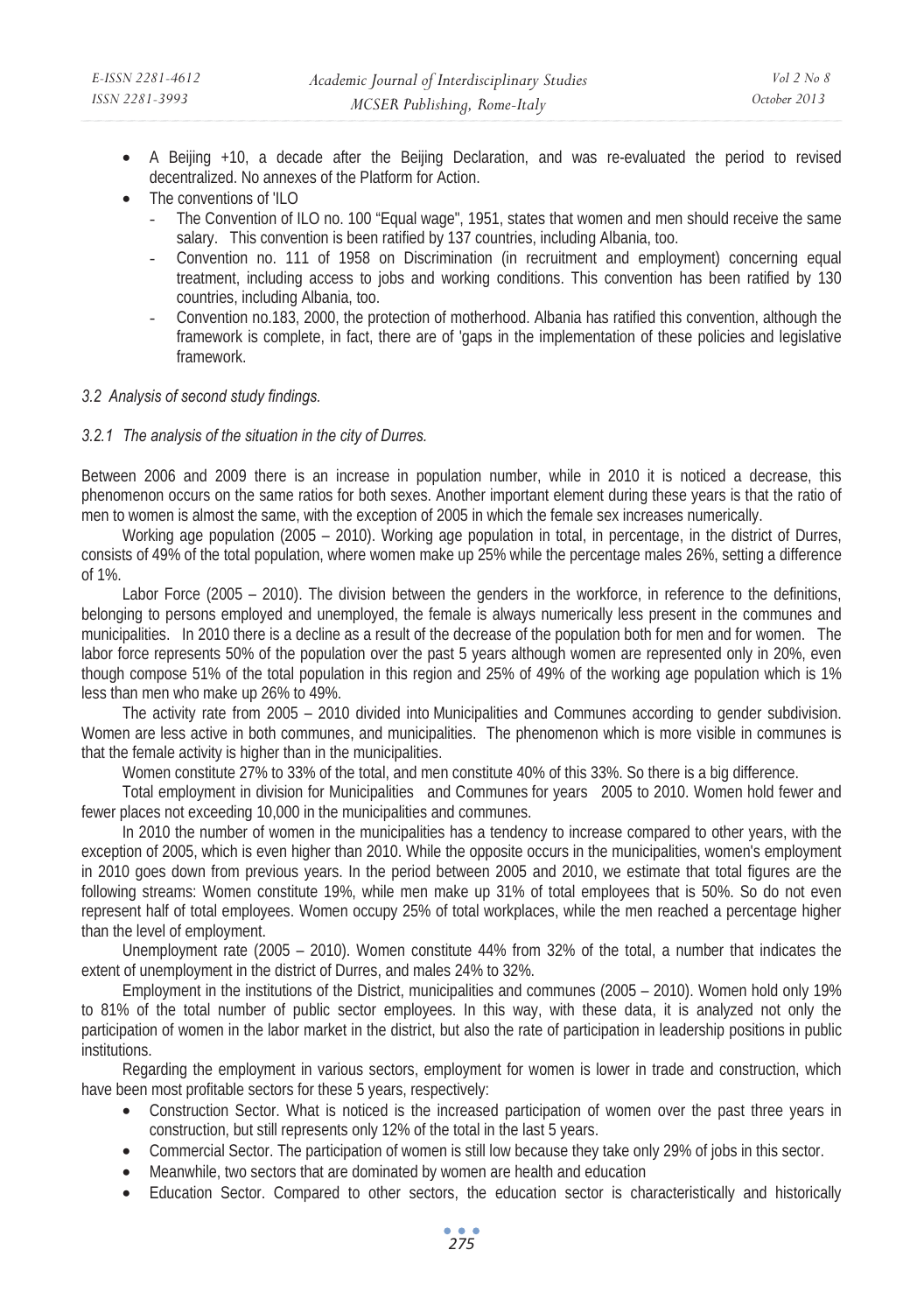- A Beijing +10, a decade after the Beijing Declaration, and was re-evaluated the period to revised decentralized. No annexes of the Platform for Action.
- The conventions of 'ILO
  - The Convention of ILO no. 100 "Equal wage", 1951, states that women and men should receive the same salary. This convention is been ratified by 137 countries, including Albania, too.
  - Convention no. 111 of 1958 on Discrimination (in recruitment and employment) concerning equal treatment, including access to jobs and working conditions. This convention has been ratified by 130 countries, including Albania, too.
  - Convention no.183, 2000, the protection of motherhood. Albania has ratified this convention, although the framework is complete, in fact, there are of 'gaps in the implementation of these policies and legislative framework.

### *3.2 Analysis of second study findings.*

#### *3.2.1 The analysis of the situation in the city of Durres.*

Between 2006 and 2009 there is an increase in population number, while in 2010 it is noticed a decrease, this phenomenon occurs on the same ratios for both sexes. Another important element during these years is that the ratio of men to women is almost the same, with the exception of 2005 in which the female sex increases numerically.

Working age population (2005 – 2010). Working age population in total, in percentage, in the district of Durres, consists of 49% of the total population, where women make up 25% while the percentage males 26%, setting a difference of 1%.

Labor Force (2005 – 2010). The division between the genders in the workforce, in reference to the definitions, belonging to persons employed and unemployed, the female is always numerically less present in the communes and municipalities. In 2010 there is a decline as a result of the decrease of the population both for men and for women. The labor force represents 50% of the population over the past 5 years although women are represented only in 20%, even though compose 51% of the total population in this region and 25% of 49% of the working age population which is 1% less than men who make up 26% to 49%.

The activity rate from 2005 – 2010 divided into Municipalities and Communes according to gender subdivision. Women are less active in both communes, and municipalities. The phenomenon which is more visible in communes is that the female activity is higher than in the municipalities.

Women constitute 27% to 33% of the total, and men constitute 40% of this 33%. So there is a big difference.

Total employment in division for Municipalities and Communes for years 2005 to 2010. Women hold fewer and fewer places not exceeding 10,000 in the municipalities and communes.

In 2010 the number of women in the municipalities has a tendency to increase compared to other years, with the exception of 2005, which is even higher than 2010. While the opposite occurs in the municipalities, women's employment in 2010 goes down from previous years. In the period between 2005 and 2010, we estimate that total figures are the following streams: Women constitute 19%, while men make up 31% of total employees that is 50%. So do not even represent half of total employees. Women occupy 25% of total workplaces, while the men reached a percentage higher than the level of employment.

Unemployment rate (2005 – 2010). Women constitute 44% from 32% of the total, a number that indicates the extent of unemployment in the district of Durres, and males 24% to 32%.

Employment in the institutions of the District, municipalities and communes (2005 – 2010). Women hold only 19% to 81% of the total number of public sector employees. In this way, with these data, it is analyzed not only the participation of women in the labor market in the district, but also the rate of participation in leadership positions in public institutions.

Regarding the employment in various sectors, employment for women is lower in trade and construction, which have been most profitable sectors for these 5 years, respectively:

- Construction Sector. What is noticed is the increased participation of women over the past three years in construction, but still represents only 12% of the total in the last 5 years.
- Commercial Sector. The participation of women is still low because they take only 29% of jobs in this sector.
- Meanwhile, two sectors that are dominated by women are health and education
- Education Sector. Compared to other sectors, the education sector is characteristically and historically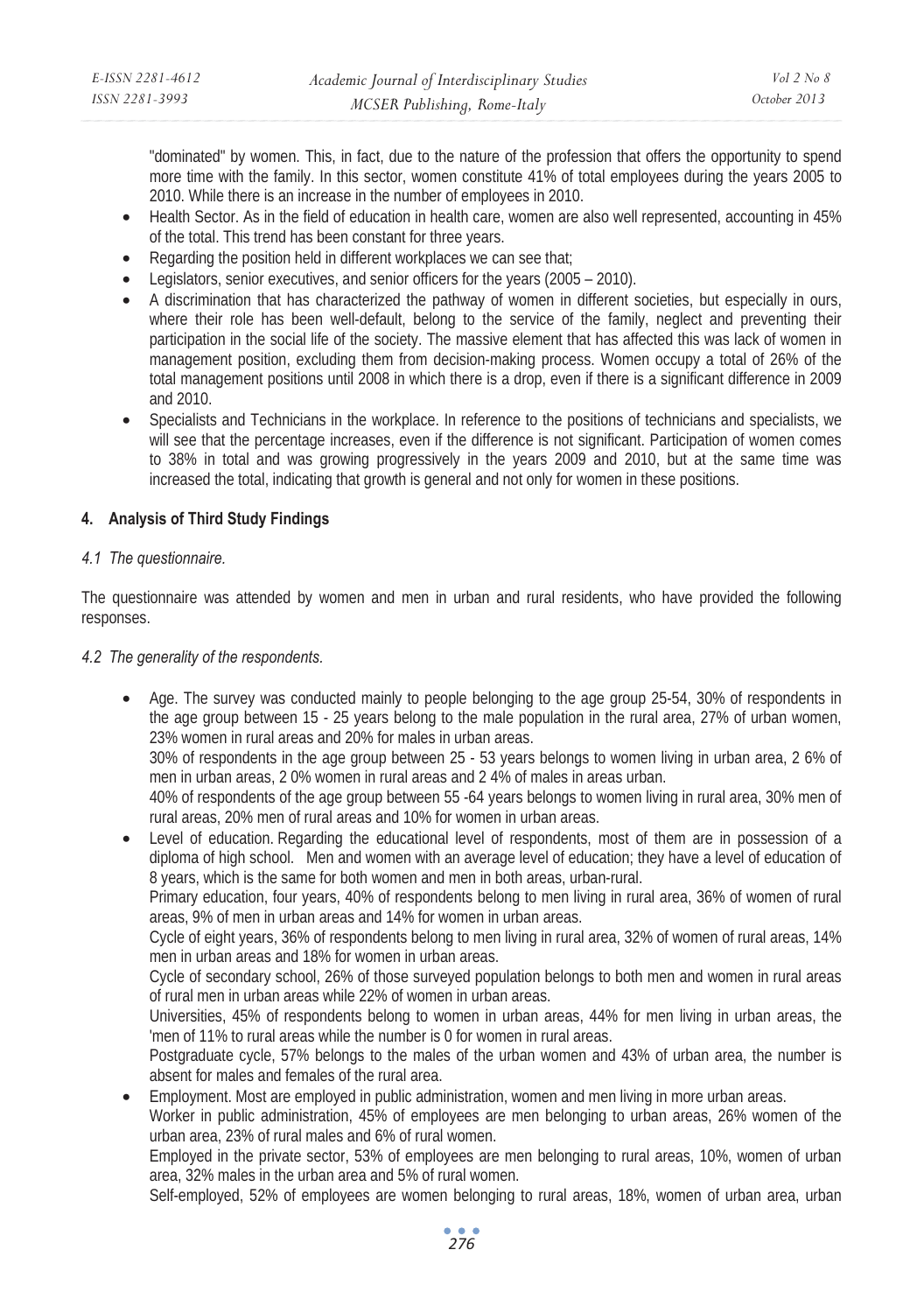"dominated" by women. This, in fact, due to the nature of the profession that offers the opportunity to spend more time with the family. In this sector, women constitute 41% of total employees during the years 2005 to 2010. While there is an increase in the number of employees in 2010.

- Health Sector. As in the field of education in health care, women are also well represented, accounting in 45% of the total. This trend has been constant for three years.
- Regarding the position held in different workplaces we can see that;
- Legislators, senior executives, and senior officers for the years (2005 – 2010).
- A discrimination that has characterized the pathway of women in different societies, but especially in ours, where their role has been well-default, belong to the service of the family, neglect and preventing their participation in the social life of the society. The massive element that has affected this was lack of women in management position, excluding them from decision-making process. Women occupy a total of 26% of the total management positions until 2008 in which there is a drop, even if there is a significant difference in 2009 and 2010.
- Specialists and Technicians in the workplace. In reference to the positions of technicians and specialists, we will see that the percentage increases, even if the difference is not significant. Participation of women comes to 38% in total and was growing progressively in the years 2009 and 2010, but at the same time was increased the total, indicating that growth is general and not only for women in these positions.

## 4. Analysis of Third Study Findings

### *4.1 The questionnaire.*

The questionnaire was attended by women and men in urban and rural residents, who have provided the following responses.

### *4.2 The generality of the respondents.*

- Age. The survey was conducted mainly to people belonging to the age group 25-54, 30% of respondents in the age group between 15 - 25 years belong to the male population in the rural area, 27% of urban women, 23% women in rural areas and 20% for males in urban areas.
  30% of respondents in the age group between 25 - 53 years belongs to women living in urban area, 2 6% of men in urban areas, 2 0% women in rural areas and 2 4% of males in areas urban.
  40% of respondents of the age group between 55 -64 years belongs to women living in rural area, 30% men of rural areas, 20% men of rural areas and 10% for women in urban areas.
- Level of education. Regarding the educational level of respondents, most of them are in possession of a diploma of high school. Men and women with an average level of education; they have a level of education of 8 years, which is the same for both women and men in both areas, urban-rural.
  Primary education, four years, 40% of respondents belong to men living in rural area, 36% of women of rural areas, 9% of men in urban areas and 14% for women in urban areas.
  Cycle of eight years, 36% of respondents belong to men living in rural area, 32% of women of rural areas, 14% men in urban areas and 18% for women in urban areas.
  Cycle of secondary school, 26% of those surveyed population belongs to both men and women in rural areas of rural men in urban areas while 22% of women in urban areas.
  Universities, 45% of respondents belong to women in urban areas, 44% for men living in urban areas, the 'men of 11% to rural areas while the number is 0 for women in rural areas.
  Postgraduate cycle, 57% belongs to the males of the urban women and 43% of urban area, the number is absent for males and females of the rural area.
- Employment. Most are employed in public administration, women and men living in more urban areas.
  Worker in public administration, 45% of employees are men belonging to urban areas, 26% women of the urban area, 23% of rural males and 6% of rural women.
  Employed in the private sector, 53% of employees are men belonging to rural areas, 10%, women of urban area, 32% males in the urban area and 5% of rural women.
  Self-employed, 52% of employees are women belonging to rural areas, 18%, women of urban area, urban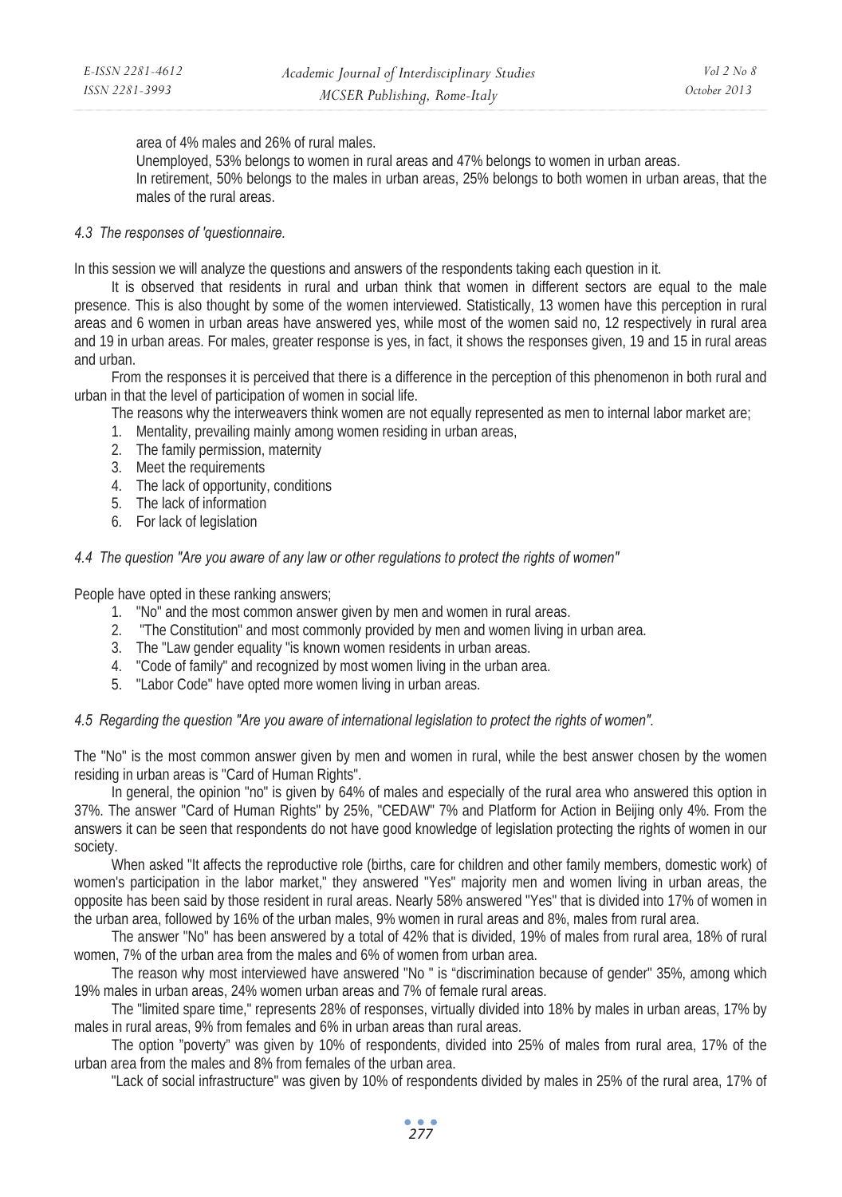area of 4% males and 26% of rural males.

Unemployed, 53% belongs to women in rural areas and 47% belongs to women in urban areas.

In retirement, 50% belongs to the males in urban areas, 25% belongs to both women in urban areas, that the males of the rural areas.

### *4.3 The responses of 'questionnaire.*

In this session we will analyze the questions and answers of the respondents taking each question in it.

It is observed that residents in rural and urban think that women in different sectors are equal to the male presence. This is also thought by some of the women interviewed. Statistically, 13 women have this perception in rural areas and 6 women in urban areas have answered yes, while most of the women said no, 12 respectively in rural area and 19 in urban areas. For males, greater response is yes, in fact, it shows the responses given, 19 and 15 in rural areas and urban.

From the responses it is perceived that there is a difference in the perception of this phenomenon in both rural and urban in that the level of participation of women in social life.

The reasons why the interweavers think women are not equally represented as men to internal labor market are;

1. Mentality, prevailing mainly among women residing in urban areas,
2. The family permission, maternity
3. Meet the requirements
4. The lack of opportunity, conditions
5. The lack of information
6. For lack of legislation

### *4.4 The question "Are you aware of any law or other regulations to protect the rights of women"*

People have opted in these ranking answers;

1. "No" and the most common answer given by men and women in rural areas.
2. "The Constitution" and most commonly provided by men and women living in urban area.
3. The "Law gender equality "is known women residents in urban areas.
4. "Code of family" and recognized by most women living in the urban area.
5. "Labor Code" have opted more women living in urban areas.

### *4.5 Regarding the question "Are you aware of international legislation to protect the rights of women".*

The "No" is the most common answer given by men and women in rural, while the best answer chosen by the women residing in urban areas is "Card of Human Rights".

In general, the opinion "no" is given by 64% of males and especially of the rural area who answered this option in 37%. The answer "Card of Human Rights" by 25%, "CEDAW" 7% and Platform for Action in Beijing only 4%. From the answers it can be seen that respondents do not have good knowledge of legislation protecting the rights of women in our society.

When asked "It affects the reproductive role (births, care for children and other family members, domestic work) of women's participation in the labor market," they answered "Yes" majority men and women living in urban areas, the opposite has been said by those resident in rural areas. Nearly 58% answered "Yes" that is divided into 17% of women in the urban area, followed by 16% of the urban males, 9% women in rural areas and 8%, males from rural area.

The answer "No" has been answered by a total of 42% that is divided, 19% of males from rural area, 18% of rural women, 7% of the urban area from the males and 6% of women from urban area.

The reason why most interviewed have answered "No " is "discrimination because of gender" 35%, among which 19% males in urban areas, 24% women urban areas and 7% of female rural areas.

The "limited spare time," represents 28% of responses, virtually divided into 18% by males in urban areas, 17% by males in rural areas, 9% from females and 6% in urban areas than rural areas.

The option "poverty" was given by 10% of respondents, divided into 25% of males from rural area, 17% of the urban area from the males and 8% from females of the urban area.

"Lack of social infrastructure" was given by 10% of respondents divided by males in 25% of the rural area, 17% of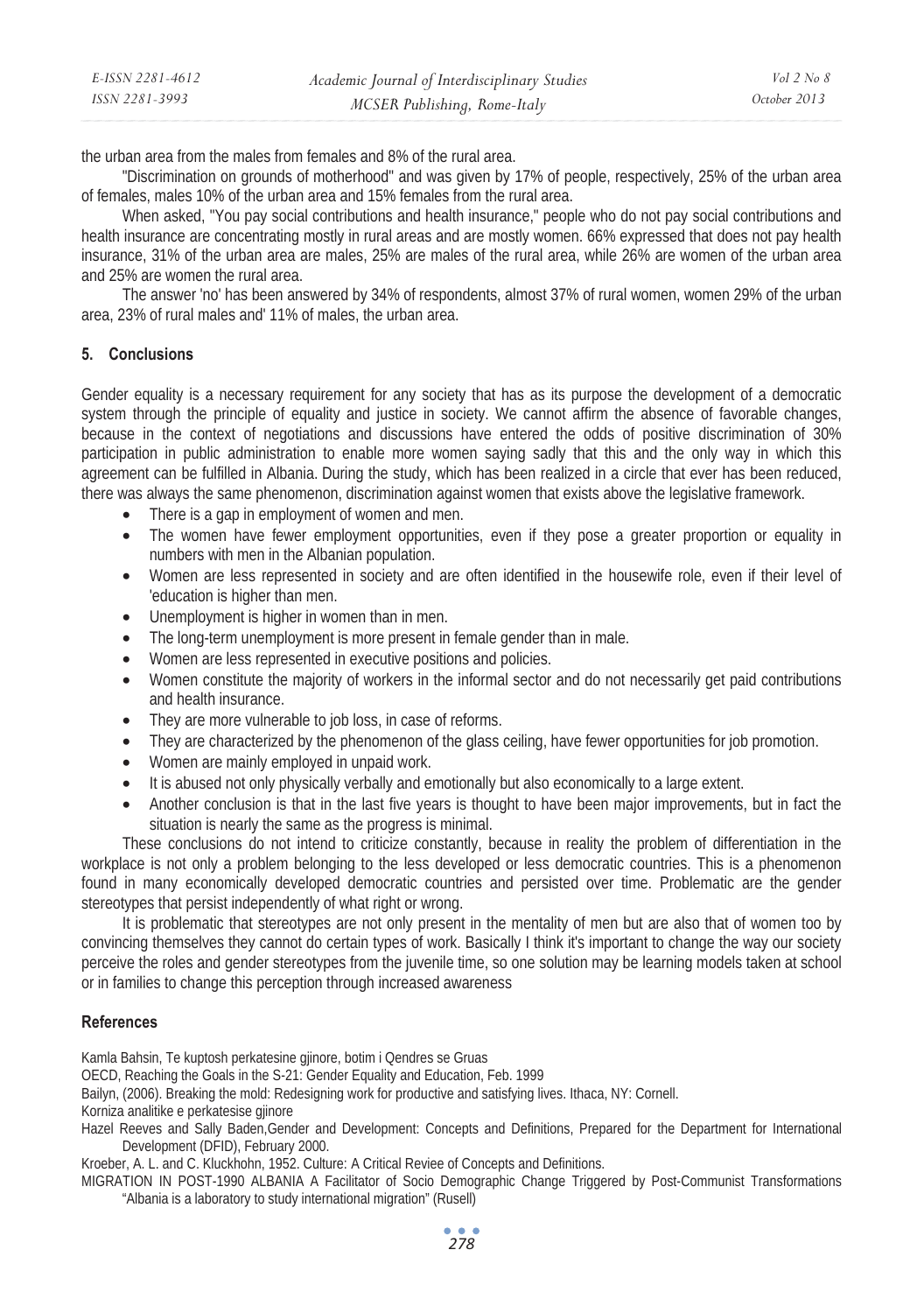the urban area from the males from females and 8% of the rural area.

"Discrimination on grounds of motherhood" and was given by 17% of people, respectively, 25% of the urban area of females, males 10% of the urban area and 15% females from the rural area.

When asked, "You pay social contributions and health insurance," people who do not pay social contributions and health insurance are concentrating mostly in rural areas and are mostly women. 66% expressed that does not pay health insurance, 31% of the urban area are males, 25% are males of the rural area, while 26% are women of the urban area and 25% are women the rural area.

The answer 'no' has been answered by 34% of respondents, almost 37% of rural women, women 29% of the urban area, 23% of rural males and' 11% of males, the urban area.

## 5. Conclusions

Gender equality is a necessary requirement for any society that has as its purpose the development of a democratic system through the principle of equality and justice in society. We cannot affirm the absence of favorable changes, because in the context of negotiations and discussions have entered the odds of positive discrimination of 30% participation in public administration to enable more women saying sadly that this and the only way in which this agreement can be fulfilled in Albania. During the study, which has been realized in a circle that ever has been reduced, there was always the same phenomenon, discrimination against women that exists above the legislative framework.

- There is a gap in employment of women and men.
- The women have fewer employment opportunities, even if they pose a greater proportion or equality in numbers with men in the Albanian population.
- Women are less represented in society and are often identified in the housewife role, even if their level of 'education is higher than men.
- Unemployment is higher in women than in men.
- The long-term unemployment is more present in female gender than in male.
- Women are less represented in executive positions and policies.
- Women constitute the majority of workers in the informal sector and do not necessarily get paid contributions and health insurance.
- They are more vulnerable to job loss, in case of reforms.
- They are characterized by the phenomenon of the glass ceiling, have fewer opportunities for job promotion.
- Women are mainly employed in unpaid work.
- It is abused not only physically verbally and emotionally but also economically to a large extent.
- Another conclusion is that in the last five years is thought to have been major improvements, but in fact the situation is nearly the same as the progress is minimal.

These conclusions do not intend to criticize constantly, because in reality the problem of differentiation in the workplace is not only a problem belonging to the less developed or less democratic countries. This is a phenomenon found in many economically developed democratic countries and persisted over time. Problematic are the gender stereotypes that persist independently of what right or wrong.

It is problematic that stereotypes are not only present in the mentality of men but are also that of women too by convincing themselves they cannot do certain types of work. Basically I think it's important to change the way our society perceive the roles and gender stereotypes from the juvenile time, so one solution may be learning models taken at school or in families to change this perception through increased awareness

## References

Kamla Bahsin, Te kuptosh perkatesine gjinore, botim i Qendres se Gruas

OECD, Reaching the Goals in the S-21: Gender Equality and Education, Feb. 1999

Bailyn, (2006). Breaking the mold: Redesigning work for productive and satisfying lives. Ithaca, NY: Cornell.

Korniza analitike e perkatesise gjinore

Hazel Reeves and Sally Baden,Gender and Development: Concepts and Definitions, Prepared for the Department for International Development (DFID), February 2000.

Kroeber, A. L. and C. Kluckhohn, 1952. Culture: A Critical Reviee of Concepts and Definitions.

MIGRATION IN POST-1990 ALBANIA A Facilitator of Socio Demographic Change Triggered by Post-Communist Transformations "Albania is a laboratory to study international migration" (Rusell)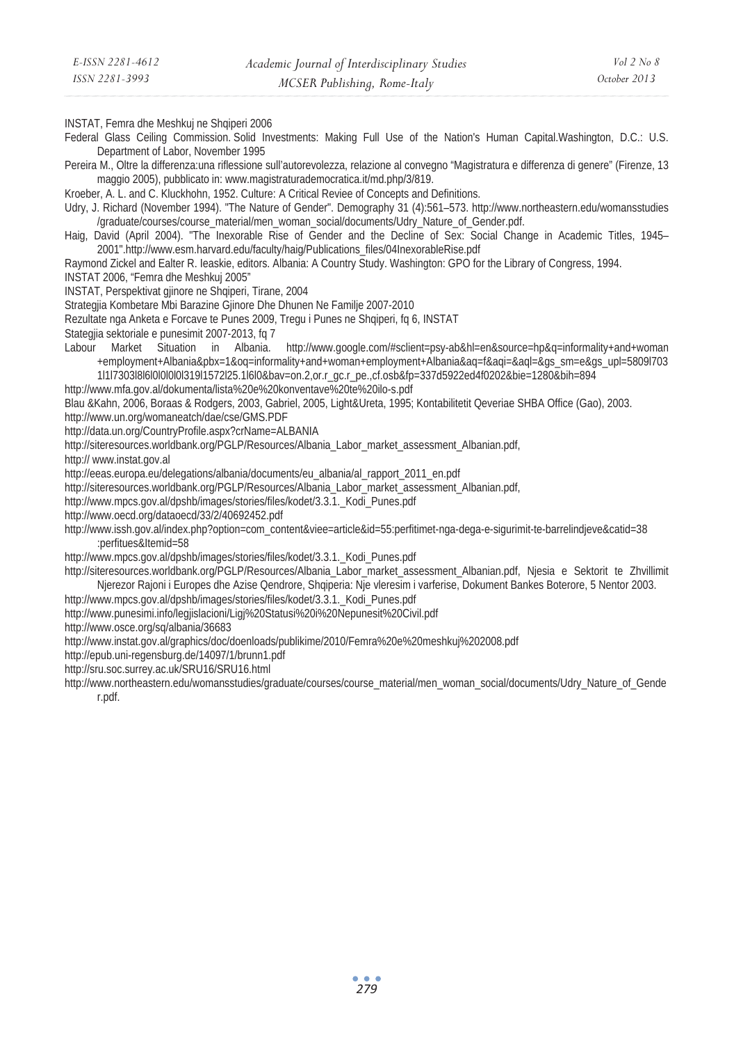INSTAT, Femra dhe Meshkuj ne Shqiperi 2006

Federal Glass Ceiling Commission. Solid Investments: Making Full Use of the Nation's Human Capital.Washington, D.C.: U.S. Department of Labor, November 1995

Pereira M., Oltre la differenza:una riflessione sull'autorevolezza, relazione al convegno "Magistratura e differenza di genere" (Firenze, 13 maggio 2005), pubblicato in: www.magistraturademocratica.it/md.php/3/819.

Kroeber, A. L. and C. Kluckhohn, 1952. Culture: A Critical Reviee of Concepts and Definitions.

Udry, J. Richard (November 1994). "The Nature of Gender". Demography 31 (4):561–573. http://www.northeastern.edu/womansstudies /graduate/courses/course_material/men_woman_social/documents/Udry_Nature_of_Gender.pdf.

Haig, David (April 2004). "The Inexorable Rise of Gender and the Decline of Sex: Social Change in Academic Titles, 1945–2001".http://www.esm.harvard.edu/faculty/haig/Publications_files/04InexorableRise.pdf

Raymond Zickel and Ealter R. Ieaskie, editors. Albania: A Country Study. Washington: GPO for the Library of Congress, 1994.

INSTAT 2006, "Femra dhe Meshkuj 2005"

INSTAT, Perspektivat gjinore ne Shqiperi, Tirane, 2004

Strategjia Kombetare Mbi Barazine Gjinore Dhe Dhunen Ne Familje 2007-2010

Rezultate nga Anketa e Forcave te Punes 2009, Tregu i Punes ne Shqiperi, fq 6, INSTAT

Stategjia sektoriale e punesimit 2007-2013, fq 7

Labour Market Situation in Albania. http://www.google.com/#sclient=psy-ab&hl=en&source=hp&q=informality+and+woman +employment+Albania&pbx=1&oq=informality+and+woman+employment+Albania&aq=f&aqi=&aql=&gs_sm=e&gs_upl=5809l703 1l1l7303l8l6l0l0l0l0l319l1572l25.1l6l0&bav=on.2,or.r_gc.r_pe.,cf.osb&fp=337d5922ed4f0202&bie=1280&bih=894

http://www.mfa.gov.al/dokumenta/lista%20e%20konventave%20te%20ilo-s.pdf

Blau &Kahn, 2006, Boraas & Rodgers, 2003, Gabriel, 2005, Light&Ureta, 1995; Kontabilitetit Qeveriae SHBA Office (Gao), 2003.

http://www.un.org/womaneatch/dae/cse/GMS.PDF

http://data.un.org/CountryProfile.aspx?crName=ALBANIA

http://siteresources.worldbank.org/PGLP/Resources/Albania_Labor_market_assessment_Albanian.pdf,

http:// www.instat.gov.al

http://eeas.europa.eu/delegations/albania/documents/eu_albania/al_rapport_2011_en.pdf

http://siteresources.worldbank.org/PGLP/Resources/Albania_Labor_market_assessment_Albanian.pdf,

http://www.mpcs.gov.al/dpshb/images/stories/files/kodet/3.3.1._Kodi_Punes.pdf

http://www.oecd.org/dataoecd/33/2/40692452.pdf

http://www.issh.gov.al/index.php?option=com_content&viee=article&id=55:perfitimet-nga-dega-e-sigurimit-te-barrelindjeve&catid=38 :perfitues&Itemid=58

http://www.mpcs.gov.al/dpshb/images/stories/files/kodet/3.3.1._Kodi_Punes.pdf

http://siteresources.worldbank.org/PGLP/Resources/Albania_Labor_market_assessment_Albanian.pdf, Njesia e Sektorit te Zhvillimit Njerezor Rajoni i Europes dhe Azise Qendrore, Shqiperia: Nje vleresim i varferise, Dokument Bankes Boterore, 5 Nentor 2003.

http://www.mpcs.gov.al/dpshb/images/stories/files/kodet/3.3.1._Kodi_Punes.pdf

http://www.punesimi.info/legjislacioni/Ligj%20Statusi%20i%20Nepunesit%20Civil.pdf

http://www.osce.org/sq/albania/36683

http://www.instat.gov.al/graphics/doc/doenloads/publikime/2010/Femra%20e%20meshkuj%202008.pdf

http://epub.uni-regensburg.de/14097/1/brunn1.pdf

http://sru.soc.surrey.ac.uk/SRU16/SRU16.html

http://www.northeastern.edu/womansstudies/graduate/courses/course_material/men_woman_social/documents/Udry_Nature_of_Gender.pdf.